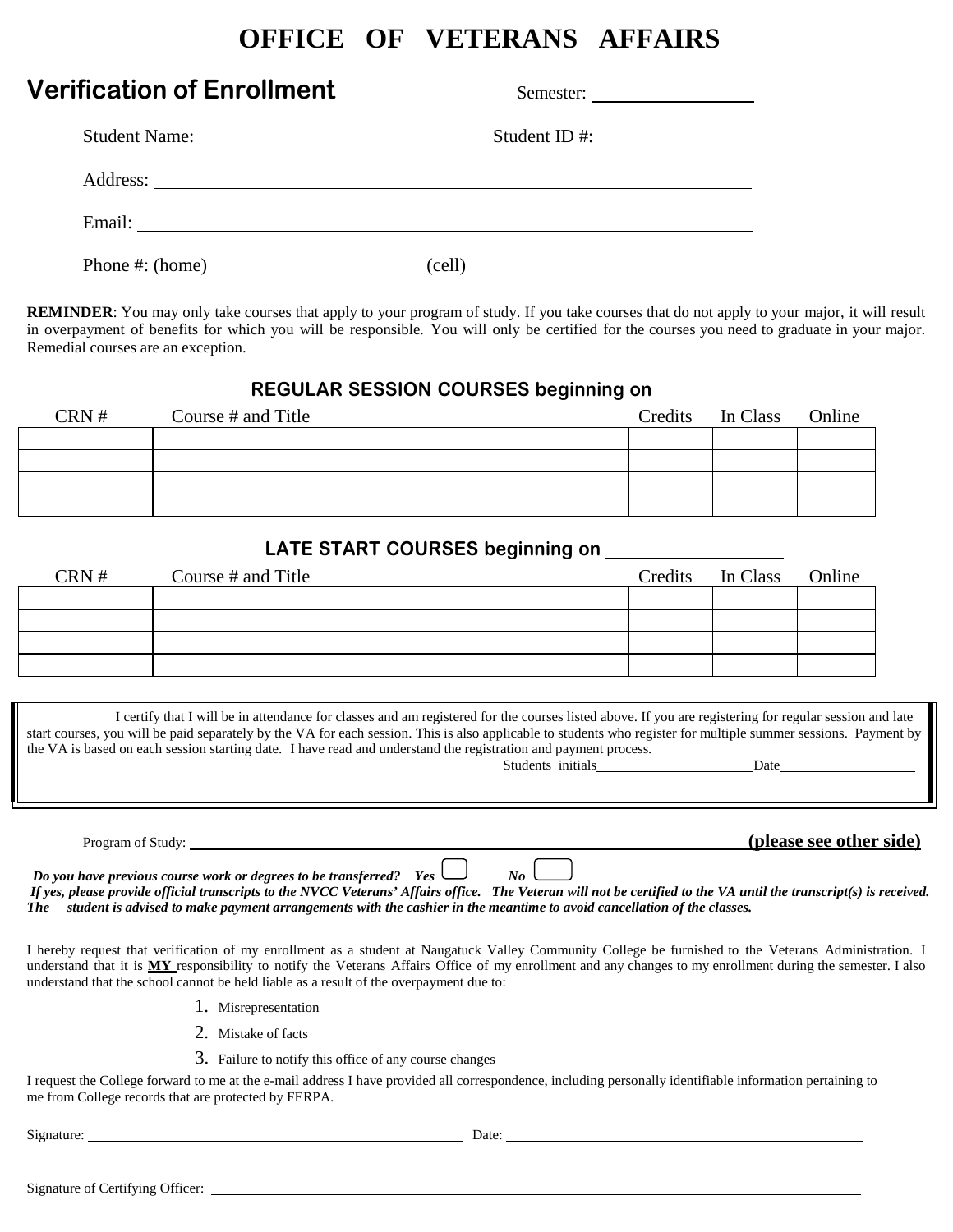# OFFICE OF VETERANS AFFAIRS

## Verification of Enrollment

Semester: ________________

Student Name: ______________________________ Student ID #: ________________

Address: ____________________________________________________________

Email: ______________________________________________________________

Phone #: (home) ____________________ (cell) ____________________________

**REMINDER**: You may only take courses that apply to your program of study. If you take courses that do not apply to your major, it will result in overpayment of benefits for which you will be responsible. You will only be certified for the courses you need to graduate in your major. Remedial courses are an exception.

### REGULAR SESSION COURSES beginning on ______________

| CRN # | Course # and Title | Credits | In Class | Online |
|---|---|---|---|---|
| | | | | |
| | | | | |
| | | | | |
| | | | | |

### LATE START COURSES beginning on ______________

| CRN # | Course # and Title | Credits | In Class | Online |
|---|---|---|---|---|
| | | | | |
| | | | | |
| | | | | |
| | | | | |

I certify that I will be in attendance for classes and am registered for the courses listed above. If you are registering for regular session and late start courses, you will be paid separately by the VA for each session. This is also applicable to students who register for multiple summer sessions. Payment by the VA is based on each session starting date. I have read and understand the registration and payment process.

Students initials____________________ Date________________

Program of Study: ____________________________________________ **(please see other side)**

***Do you have previous course work or degrees to be transferred? Yes ☐ No ☐***

***If yes, please provide official transcripts to the NVCC Veterans' Affairs office. The Veteran will not be certified to the VA until the transcript(s) is received. The student is advised to make payment arrangements with the cashier in the meantime to avoid cancellation of the classes.***

I hereby request that verification of my enrollment as a student at Naugatuck Valley Community College be furnished to the Veterans Administration. I understand that it is **MY** responsibility to notify the Veterans Affairs Office of my enrollment and any changes to my enrollment during the semester. I also understand that the school cannot be held liable as a result of the overpayment due to:

1. Misrepresentation
2. Mistake of facts
3. Failure to notify this office of any course changes

I request the College forward to me at the e-mail address I have provided all correspondence, including personally identifiable information pertaining to me from College records that are protected by FERPA.

Signature: ______________________________ Date: ______________________________

Signature of Certifying Officer: ______________________________________________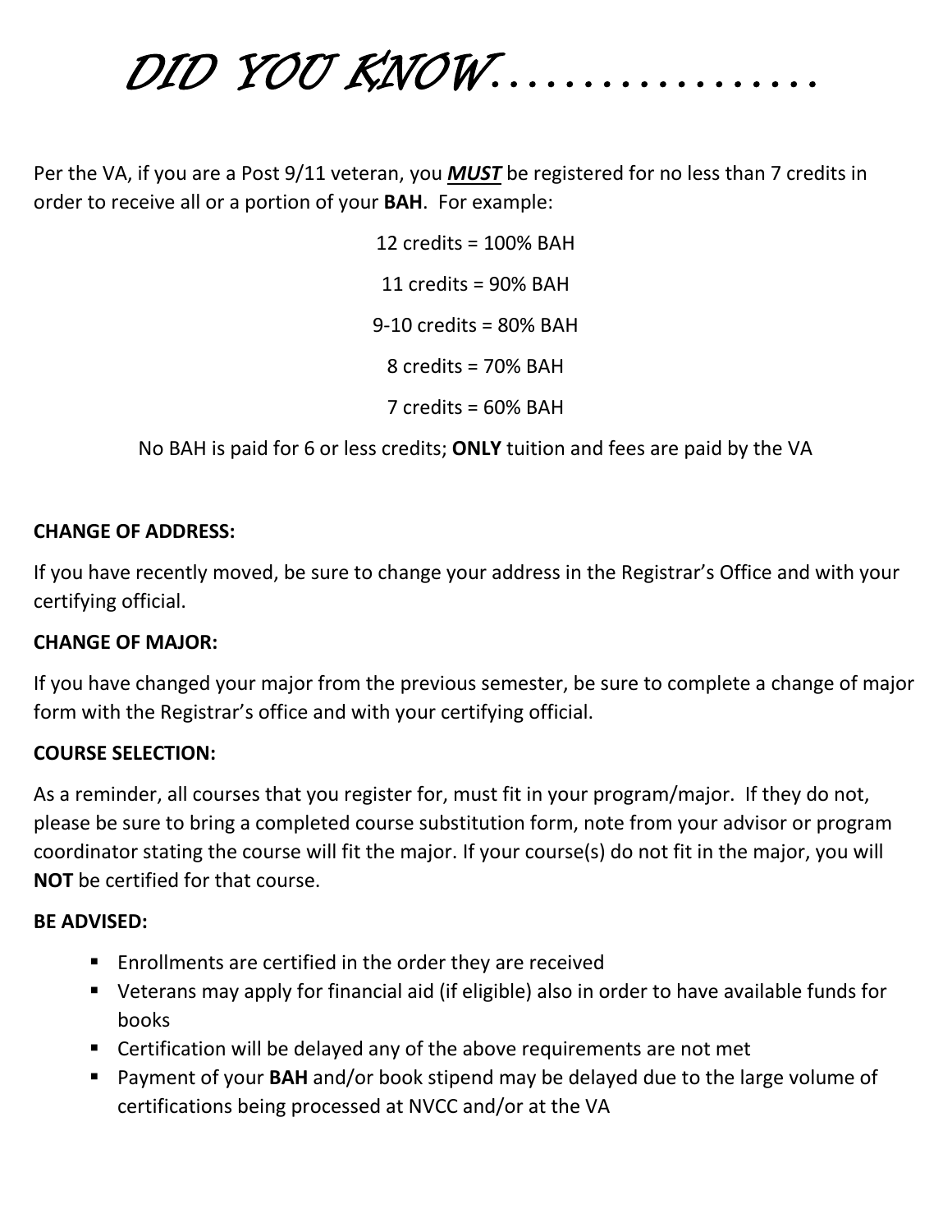# DID YOU KNOW………………

Per the VA, if you are a Post 9/11 veteran, you ***MUST*** be registered for no less than 7 credits in order to receive all or a portion of your **BAH**. For example:

12 credits = 100% BAH

11 credits = 90% BAH

9-10 credits = 80% BAH

8 credits = 70% BAH

7 credits = 60% BAH

No BAH is paid for 6 or less credits; **ONLY** tuition and fees are paid by the VA

**CHANGE OF ADDRESS:**

If you have recently moved, be sure to change your address in the Registrar's Office and with your certifying official.

**CHANGE OF MAJOR:**

If you have changed your major from the previous semester, be sure to complete a change of major form with the Registrar's office and with your certifying official.

**COURSE SELECTION:**

As a reminder, all courses that you register for, must fit in your program/major. If they do not, please be sure to bring a completed course substitution form, note from your advisor or program coordinator stating the course will fit the major. If your course(s) do not fit in the major, you will **NOT** be certified for that course.

**BE ADVISED:**

- Enrollments are certified in the order they are received
- Veterans may apply for financial aid (if eligible) also in order to have available funds for books
- Certification will be delayed any of the above requirements are not met
- Payment of your **BAH** and/or book stipend may be delayed due to the large volume of certifications being processed at NVCC and/or at the VA